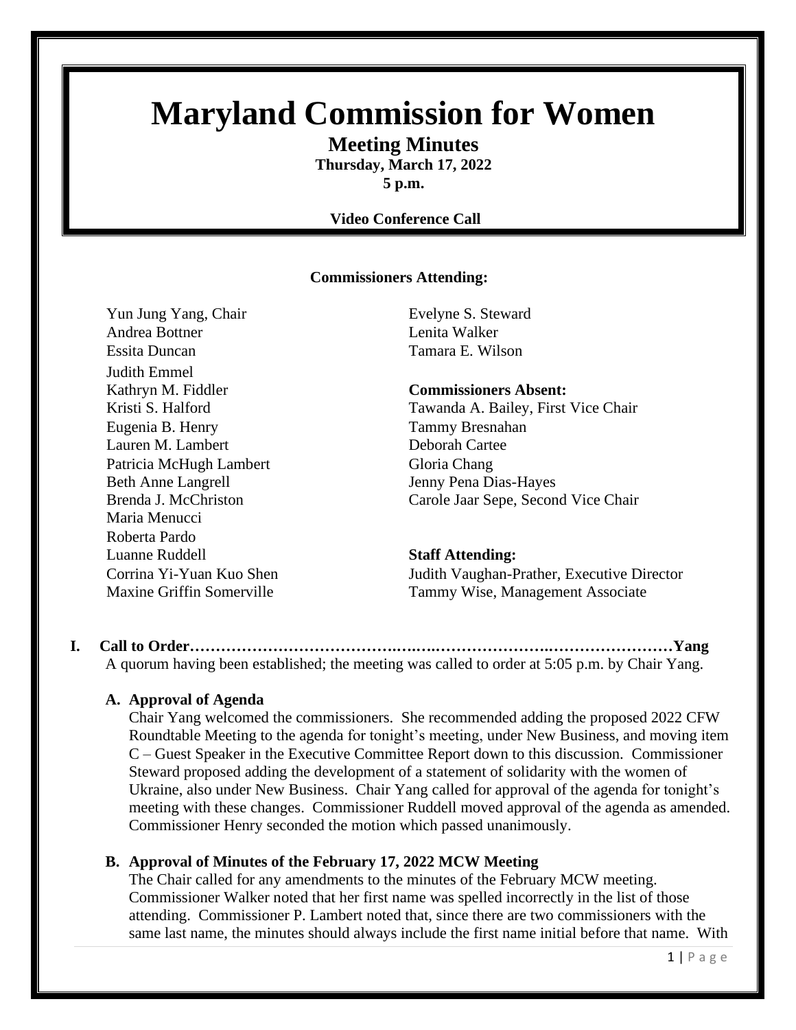# Maryland Commission for Women

## Meeting Minutes

**Thursday, March 17, 2022**
**5 p.m.**

**Video Conference Call**

**Commissioners Attending:**

Yun Jung Yang, Chair
Andrea Bottner
Essita Duncan
Judith Emmel
Kathryn M. Fiddler
Kristi S. Halford
Eugenia B. Henry
Lauren M. Lambert
Patricia McHugh Lambert
Beth Anne Langrell
Brenda J. McChriston
Maria Menucci
Roberta Pardo
Luanne Ruddell
Corrina Yi-Yuan Kuo Shen
Maxine Griffin Somerville
Evelyne S. Steward
Lenita Walker
Tamara E. Wilson

**Commissioners Absent:**

Tawanda A. Bailey, First Vice Chair
Tammy Bresnahan
Deborah Cartee
Gloria Chang
Jenny Pena Dias-Hayes
Carole Jaar Sepe, Second Vice Chair

**Staff Attending:**

Judith Vaughan-Prather, Executive Director
Tammy Wise, Management Associate

**I. Call to Order……………………………………………………………………………Yang**

A quorum having been established; the meeting was called to order at 5:05 p.m. by Chair Yang.

**A. Approval of Agenda**

Chair Yang welcomed the commissioners. She recommended adding the proposed 2022 CFW Roundtable Meeting to the agenda for tonight's meeting, under New Business, and moving item C – Guest Speaker in the Executive Committee Report down to this discussion. Commissioner Steward proposed adding the development of a statement of solidarity with the women of Ukraine, also under New Business. Chair Yang called for approval of the agenda for tonight's meeting with these changes. Commissioner Ruddell moved approval of the agenda as amended. Commissioner Henry seconded the motion which passed unanimously.

**B. Approval of Minutes of the February 17, 2022 MCW Meeting**

The Chair called for any amendments to the minutes of the February MCW meeting. Commissioner Walker noted that her first name was spelled incorrectly in the list of those attending. Commissioner P. Lambert noted that, since there are two commissioners with the same last name, the minutes should always include the first name initial before that name. With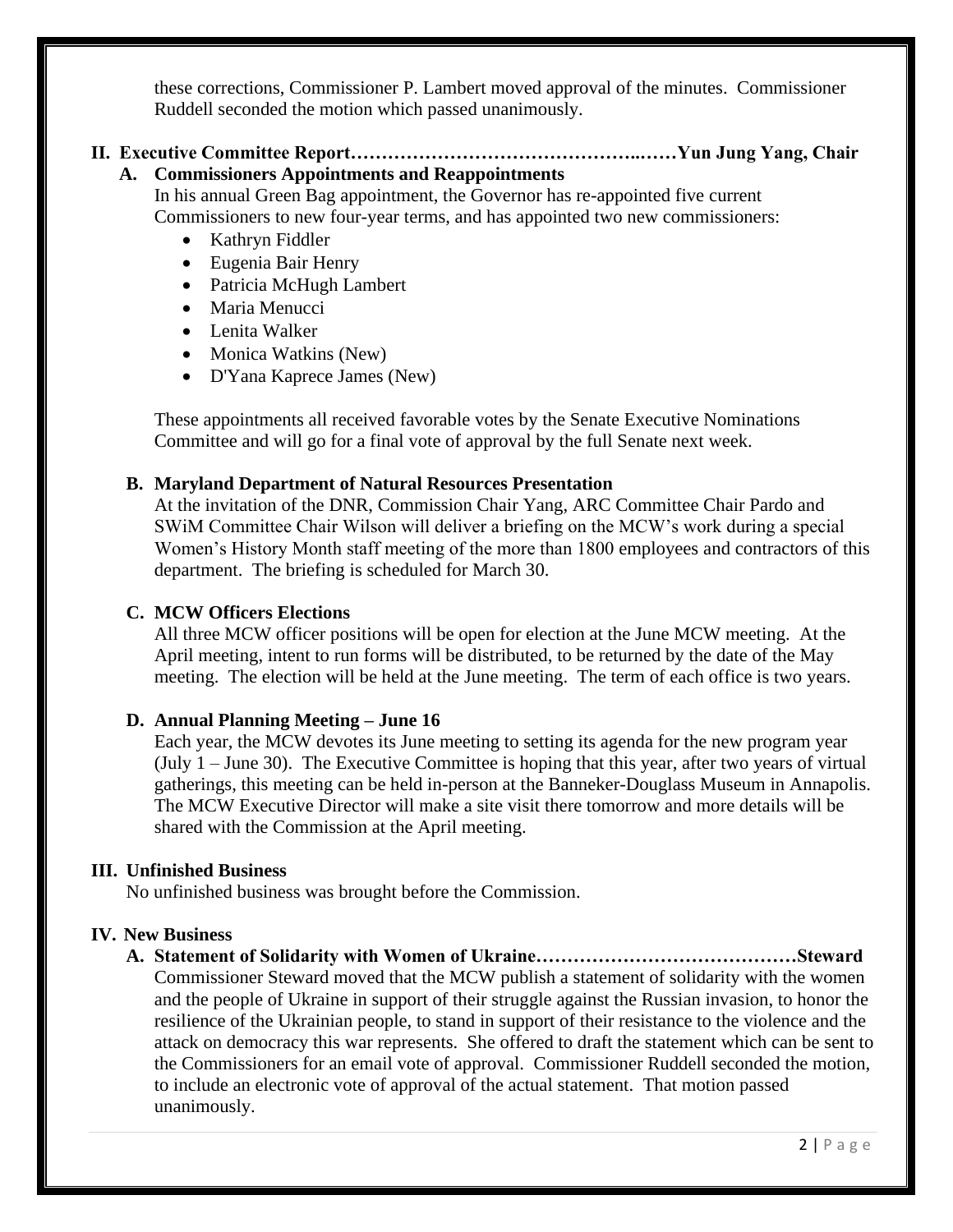these corrections, Commissioner P. Lambert moved approval of the minutes. Commissioner Ruddell seconded the motion which passed unanimously.

## II. Executive Committee Report……………………………………..……Yun Jung Yang, Chair

### A. Commissioners Appointments and Reappointments

In his annual Green Bag appointment, the Governor has re-appointed five current Commissioners to new four-year terms, and has appointed two new commissioners:

- Kathryn Fiddler
- Eugenia Bair Henry
- Patricia McHugh Lambert
- Maria Menucci
- Lenita Walker
- Monica Watkins (New)
- D'Yana Kaprece James (New)

These appointments all received favorable votes by the Senate Executive Nominations Committee and will go for a final vote of approval by the full Senate next week.

### B. Maryland Department of Natural Resources Presentation

At the invitation of the DNR, Commission Chair Yang, ARC Committee Chair Pardo and SWiM Committee Chair Wilson will deliver a briefing on the MCW's work during a special Women's History Month staff meeting of the more than 1800 employees and contractors of this department. The briefing is scheduled for March 30.

### C. MCW Officers Elections

All three MCW officer positions will be open for election at the June MCW meeting. At the April meeting, intent to run forms will be distributed, to be returned by the date of the May meeting. The election will be held at the June meeting. The term of each office is two years.

### D. Annual Planning Meeting – June 16

Each year, the MCW devotes its June meeting to setting its agenda for the new program year (July 1 – June 30). The Executive Committee is hoping that this year, after two years of virtual gatherings, this meeting can be held in-person at the Banneker-Douglass Museum in Annapolis. The MCW Executive Director will make a site visit there tomorrow and more details will be shared with the Commission at the April meeting.

## III. Unfinished Business

No unfinished business was brought before the Commission.

## IV. New Business

### A. Statement of Solidarity with Women of Ukraine……………………………………Steward

Commissioner Steward moved that the MCW publish a statement of solidarity with the women and the people of Ukraine in support of their struggle against the Russian invasion, to honor the resilience of the Ukrainian people, to stand in support of their resistance to the violence and the attack on democracy this war represents. She offered to draft the statement which can be sent to the Commissioners for an email vote of approval. Commissioner Ruddell seconded the motion, to include an electronic vote of approval of the actual statement. That motion passed unanimously.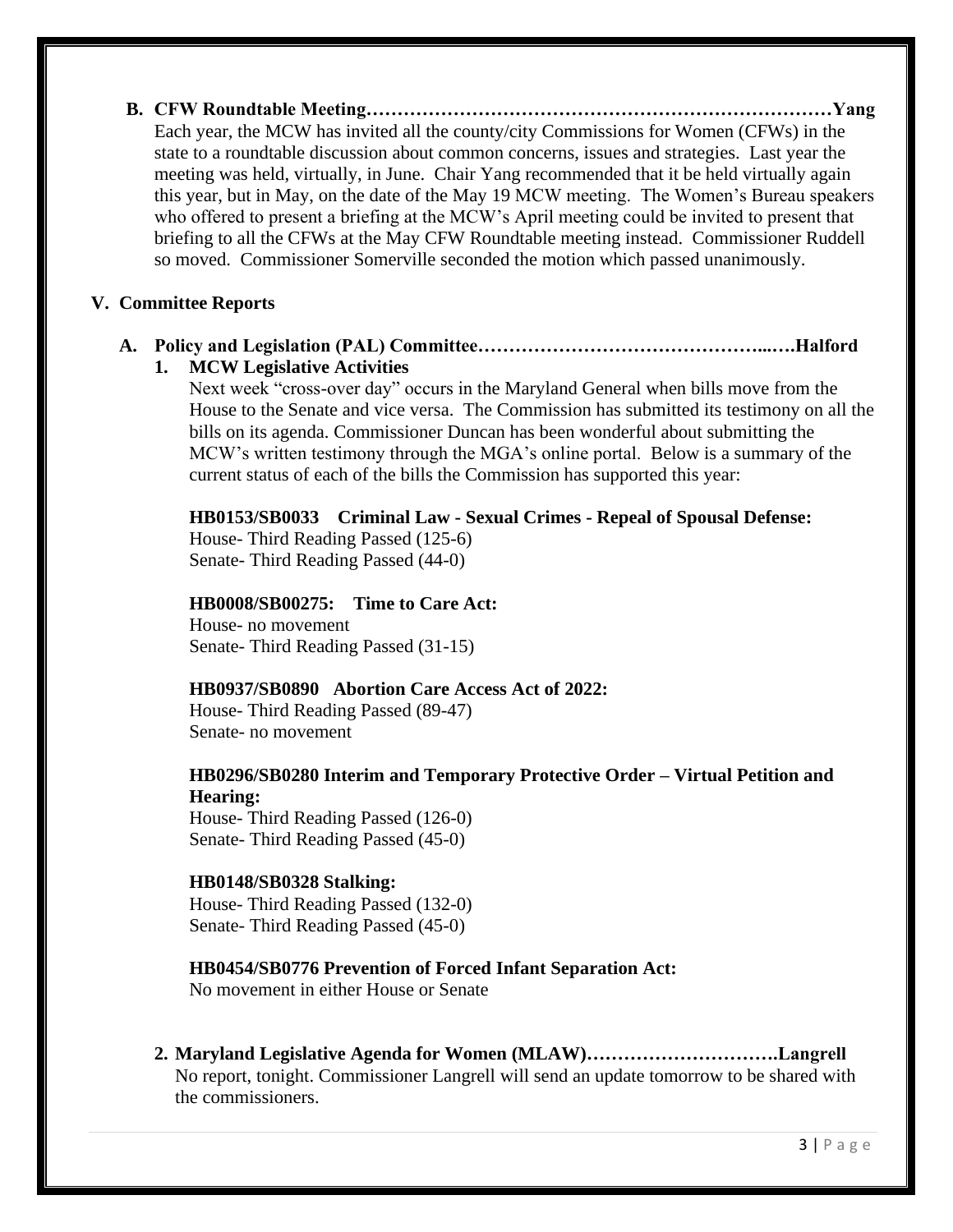**B. CFW Roundtable Meeting……………………………………………………………………Yang**

Each year, the MCW has invited all the county/city Commissions for Women (CFWs) in the state to a roundtable discussion about common concerns, issues and strategies. Last year the meeting was held, virtually, in June. Chair Yang recommended that it be held virtually again this year, but in May, on the date of the May 19 MCW meeting. The Women's Bureau speakers who offered to present a briefing at the MCW's April meeting could be invited to present that briefing to all the CFWs at the May CFW Roundtable meeting instead. Commissioner Ruddell so moved. Commissioner Somerville seconded the motion which passed unanimously.

## V. Committee Reports

### A. Policy and Legislation (PAL) Committee……………………………………...….Halford

**1. MCW Legislative Activities**

Next week "cross-over day" occurs in the Maryland General when bills move from the House to the Senate and vice versa. The Commission has submitted its testimony on all the bills on its agenda. Commissioner Duncan has been wonderful about submitting the MCW's written testimony through the MGA's online portal. Below is a summary of the current status of each of the bills the Commission has supported this year:

**HB0153/SB0033 Criminal Law - Sexual Crimes - Repeal of Spousal Defense:**
House- Third Reading Passed (125-6)
Senate- Third Reading Passed (44-0)

**HB0008/SB00275: Time to Care Act:**
House- no movement
Senate- Third Reading Passed (31-15)

**HB0937/SB0890 Abortion Care Access Act of 2022:**
House- Third Reading Passed (89-47)
Senate- no movement

**HB0296/SB0280 Interim and Temporary Protective Order – Virtual Petition and Hearing:**
House- Third Reading Passed (126-0)
Senate- Third Reading Passed (45-0)

**HB0148/SB0328 Stalking:**
House- Third Reading Passed (132-0)
Senate- Third Reading Passed (45-0)

**HB0454/SB0776 Prevention of Forced Infant Separation Act:**
No movement in either House or Senate

**2. Maryland Legislative Agenda for Women (MLAW)………………………….Langrell**

No report, tonight. Commissioner Langrell will send an update tomorrow to be shared with the commissioners.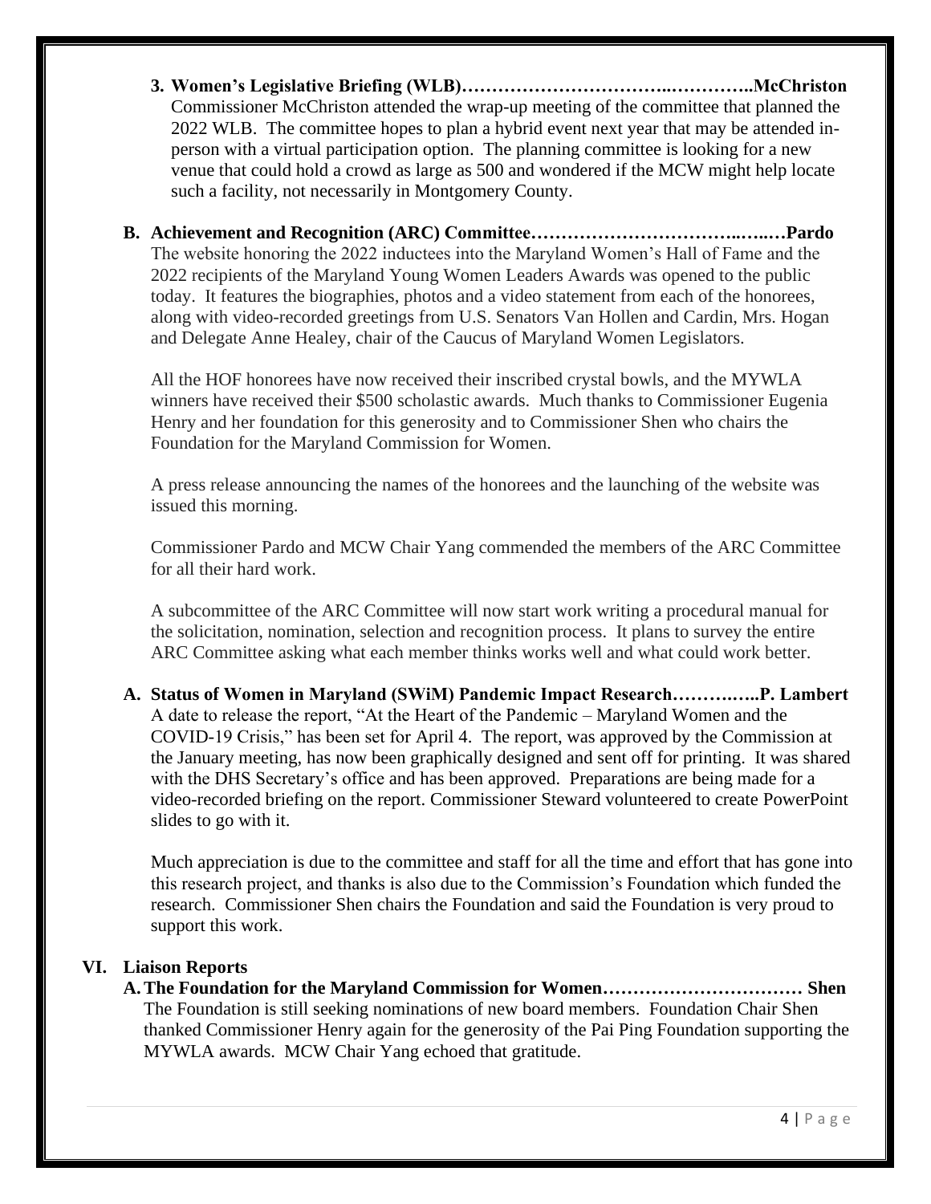**3. Women's Legislative Briefing (WLB)……………………………..…………..McChriston**

Commissioner McChriston attended the wrap-up meeting of the committee that planned the 2022 WLB. The committee hopes to plan a hybrid event next year that may be attended in-person with a virtual participation option. The planning committee is looking for a new venue that could hold a crowd as large as 500 and wondered if the MCW might help locate such a facility, not necessarily in Montgomery County.

**B. Achievement and Recognition (ARC) Committee…………………………..…..…Pardo**

The website honoring the 2022 inductees into the Maryland Women's Hall of Fame and the 2022 recipients of the Maryland Young Women Leaders Awards was opened to the public today. It features the biographies, photos and a video statement from each of the honorees, along with video-recorded greetings from U.S. Senators Van Hollen and Cardin, Mrs. Hogan and Delegate Anne Healey, chair of the Caucus of Maryland Women Legislators.

All the HOF honorees have now received their inscribed crystal bowls, and the MYWLA winners have received their $500 scholastic awards. Much thanks to Commissioner Eugenia Henry and her foundation for this generosity and to Commissioner Shen who chairs the Foundation for the Maryland Commission for Women.

A press release announcing the names of the honorees and the launching of the website was issued this morning.

Commissioner Pardo and MCW Chair Yang commended the members of the ARC Committee for all their hard work.

A subcommittee of the ARC Committee will now start work writing a procedural manual for the solicitation, nomination, selection and recognition process. It plans to survey the entire ARC Committee asking what each member thinks works well and what could work better.

**A. Status of Women in Maryland (SWiM) Pandemic Impact Research……….…..P. Lambert**

A date to release the report, "At the Heart of the Pandemic – Maryland Women and the COVID-19 Crisis," has been set for April 4. The report, was approved by the Commission at the January meeting, has now been graphically designed and sent off for printing. It was shared with the DHS Secretary's office and has been approved. Preparations are being made for a video-recorded briefing on the report. Commissioner Steward volunteered to create PowerPoint slides to go with it.

Much appreciation is due to the committee and staff for all the time and effort that has gone into this research project, and thanks is also due to the Commission's Foundation which funded the research. Commissioner Shen chairs the Foundation and said the Foundation is very proud to support this work.

## VI. Liaison Reports

**A. The Foundation for the Maryland Commission for Women…………………………… Shen**

The Foundation is still seeking nominations of new board members. Foundation Chair Shen thanked Commissioner Henry again for the generosity of the Pai Ping Foundation supporting the MYWLA awards. MCW Chair Yang echoed that gratitude.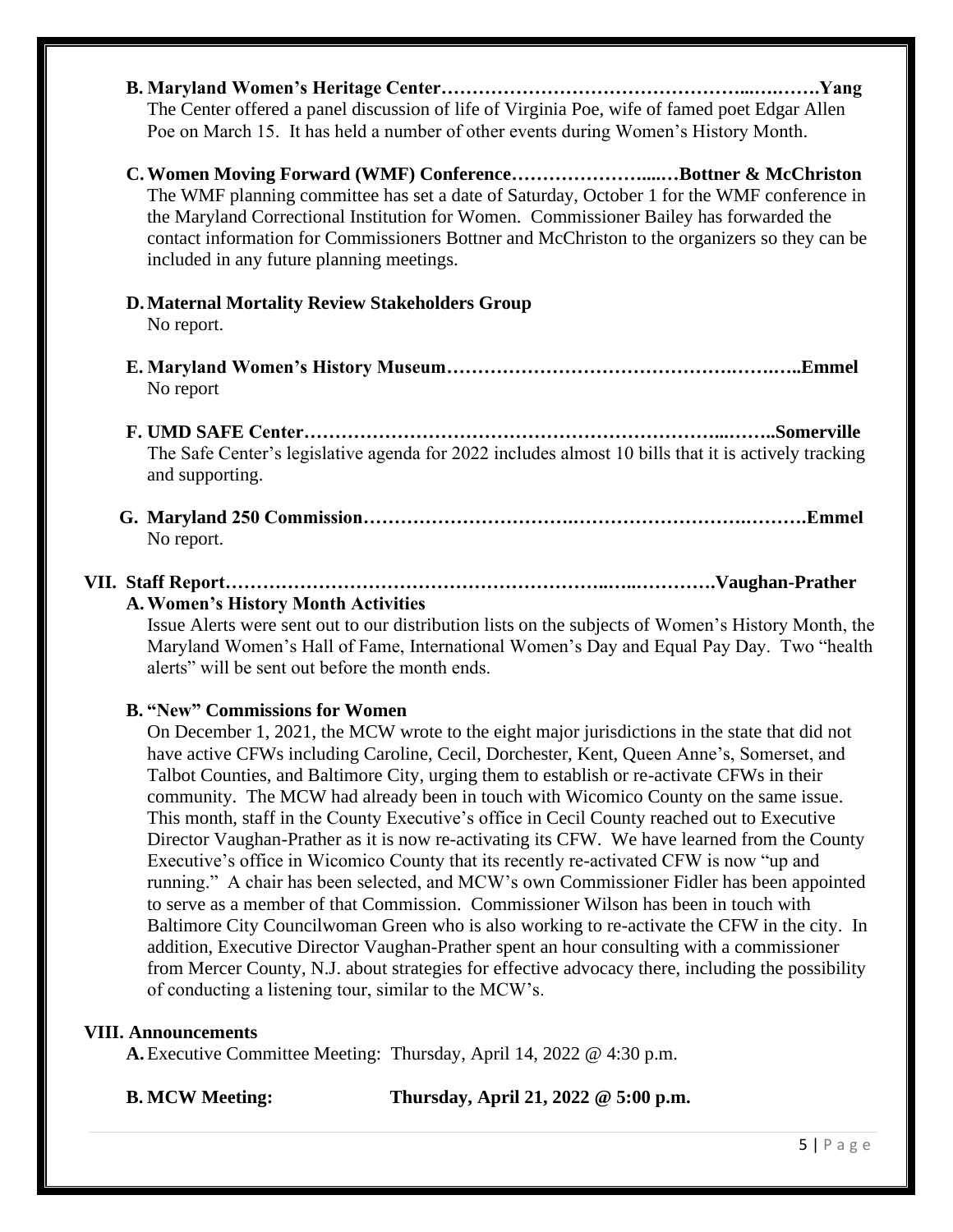**B. Maryland Women's Heritage Center………………………………………………...….…….Yang**

The Center offered a panel discussion of life of Virginia Poe, wife of famed poet Edgar Allen Poe on March 15. It has held a number of other events during Women's History Month.

**C. Women Moving Forward (WMF) Conference…………………....…Bottner & McChriston**

The WMF planning committee has set a date of Saturday, October 1 for the WMF conference in the Maryland Correctional Institution for Women. Commissioner Bailey has forwarded the contact information for Commissioners Bottner and McChriston to the organizers so they can be included in any future planning meetings.

**D. Maternal Mortality Review Stakeholders Group**

No report.

**E. Maryland Women's History Museum………………………………………….…….…..Emmel**

No report

**F. UMD SAFE Center……………………………………………………………...……..Somerville**

The Safe Center's legislative agenda for 2022 includes almost 10 bills that it is actively tracking and supporting.

**G. Maryland 250 Commission…………………………….………………………….……….Emmel**

No report.

**VII. Staff Report……………………………………………………..…...………….Vaughan-Prather**

**A. Women's History Month Activities**

Issue Alerts were sent out to our distribution lists on the subjects of Women's History Month, the Maryland Women's Hall of Fame, International Women's Day and Equal Pay Day. Two "health alerts" will be sent out before the month ends.

**B. "New" Commissions for Women**

On December 1, 2021, the MCW wrote to the eight major jurisdictions in the state that did not have active CFWs including Caroline, Cecil, Dorchester, Kent, Queen Anne's, Somerset, and Talbot Counties, and Baltimore City, urging them to establish or re-activate CFWs in their community. The MCW had already been in touch with Wicomico County on the same issue. This month, staff in the County Executive's office in Cecil County reached out to Executive Director Vaughan-Prather as it is now re-activating its CFW. We have learned from the County Executive's office in Wicomico County that its recently re-activated CFW is now "up and running." A chair has been selected, and MCW's own Commissioner Fidler has been appointed to serve as a member of that Commission. Commissioner Wilson has been in touch with Baltimore City Councilwoman Green who is also working to re-activate the CFW in the city. In addition, Executive Director Vaughan-Prather spent an hour consulting with a commissioner from Mercer County, N.J. about strategies for effective advocacy there, including the possibility of conducting a listening tour, similar to the MCW's.

**VIII. Announcements**

**A.** Executive Committee Meeting: Thursday, April 14, 2022 @ 4:30 p.m.

**B. MCW Meeting: Thursday, April 21, 2022 @ 5:00 p.m.**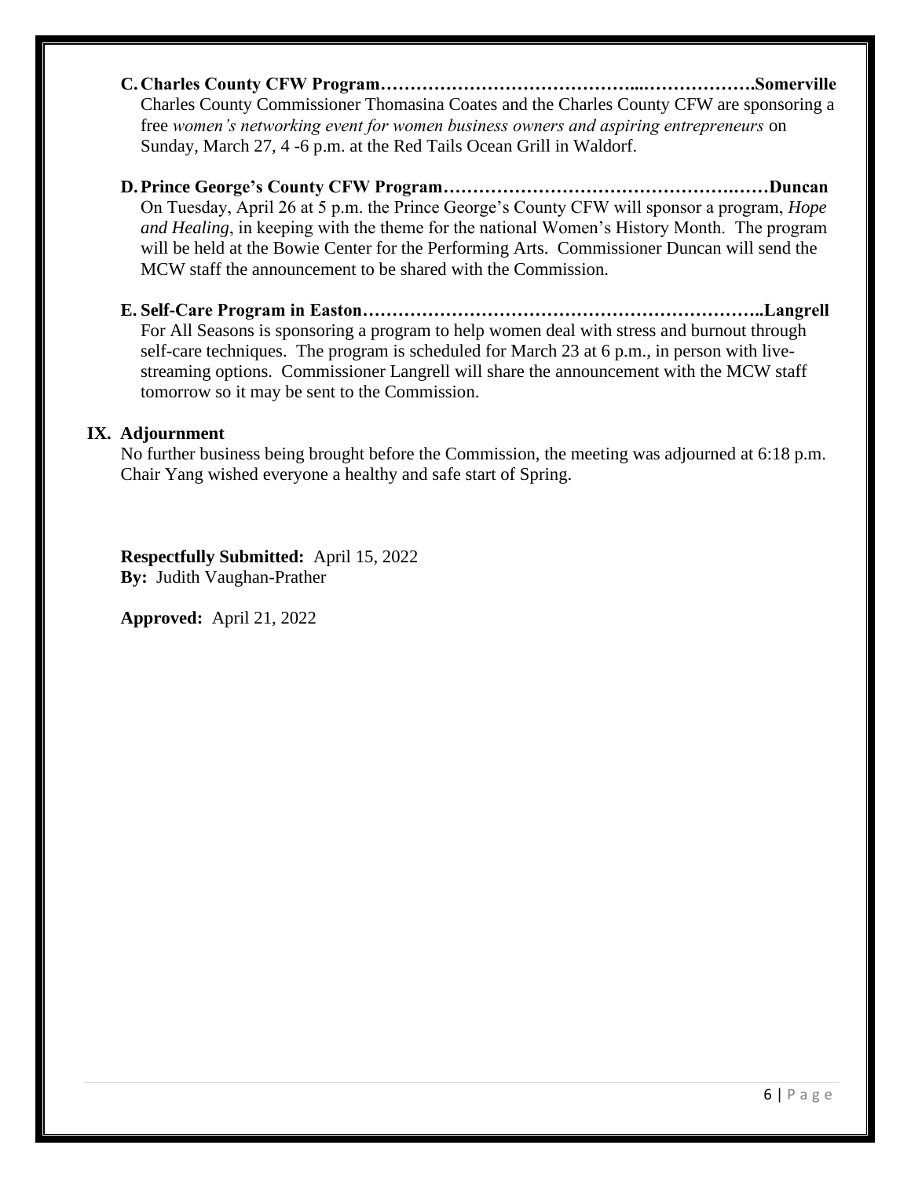**C. Charles County CFW Program……………………………………...……………….Somerville**

Charles County Commissioner Thomasina Coates and the Charles County CFW are sponsoring a free *women's networking event for women business owners and aspiring entrepreneurs* on Sunday, March 27, 4 -6 p.m. at the Red Tails Ocean Grill in Waldorf.

**D. Prince George's County CFW Program…………………………………………….……Duncan**

On Tuesday, April 26 at 5 p.m. the Prince George's County CFW will sponsor a program, *Hope and Healing*, in keeping with the theme for the national Women's History Month. The program will be held at the Bowie Center for the Performing Arts. Commissioner Duncan will send the MCW staff the announcement to be shared with the Commission.

**E. Self-Care Program in Easton…………………………………………………………..Langrell**

For All Seasons is sponsoring a program to help women deal with stress and burnout through self-care techniques. The program is scheduled for March 23 at 6 p.m., in person with live-streaming options. Commissioner Langrell will share the announcement with the MCW staff tomorrow so it may be sent to the Commission.

## IX. Adjournment

No further business being brought before the Commission, the meeting was adjourned at 6:18 p.m. Chair Yang wished everyone a healthy and safe start of Spring.

**Respectfully Submitted:** April 15, 2022
**By:** Judith Vaughan-Prather

**Approved:** April 21, 2022